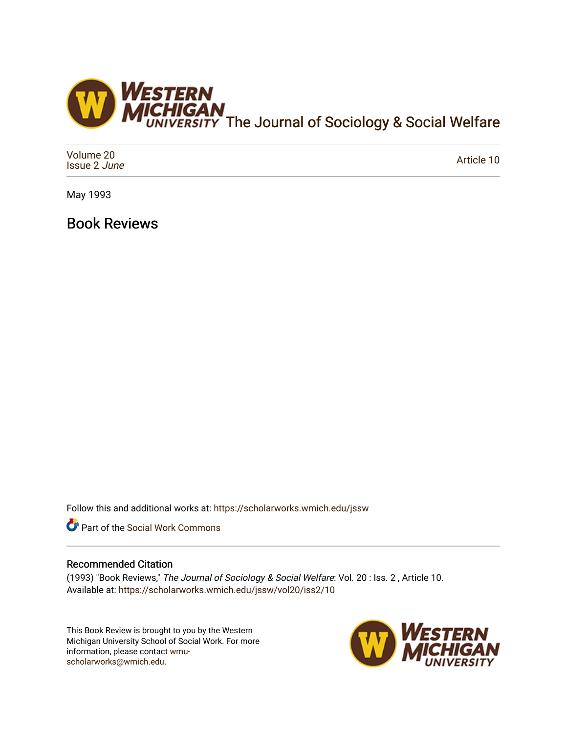The Journal of Sociology & Social Welfare

Volume 20
Issue 2 *June*

Article 10

May 1993

# Book Reviews

Follow this and additional works at: https://scholarworks.wmich.edu/jssw

Part of the Social Work Commons

## Recommended Citation

(1993) "Book Reviews," *The Journal of Sociology & Social Welfare*: Vol. 20 : Iss. 2 , Article 10.
Available at: https://scholarworks.wmich.edu/jssw/vol20/iss2/10

This Book Review is brought to you by the Western Michigan University School of Social Work. For more information, please contact wmu-scholarworks@wmich.edu.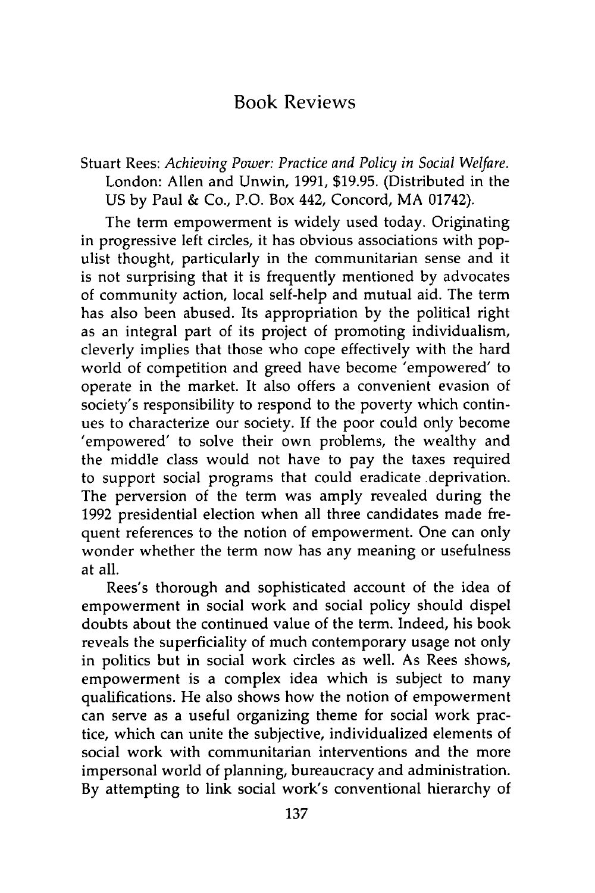# Book Reviews

Stuart Rees: *Achieving Power: Practice and Policy in Social Welfare.* London: Allen and Unwin, 1991, $19.95. (Distributed in the US by Paul & Co., P.O. Box 442, Concord, MA 01742).

The term empowerment is widely used today. Originating in progressive left circles, it has obvious associations with populist thought, particularly in the communitarian sense and it is not surprising that it is frequently mentioned by advocates of community action, local self-help and mutual aid. The term has also been abused. Its appropriation by the political right as an integral part of its project of promoting individualism, cleverly implies that those who cope effectively with the hard world of competition and greed have become 'empowered' to operate in the market. It also offers a convenient evasion of society's responsibility to respond to the poverty which continues to characterize our society. If the poor could only become 'empowered' to solve their own problems, the wealthy and the middle class would not have to pay the taxes required to support social programs that could eradicate deprivation. The perversion of the term was amply revealed during the 1992 presidential election when all three candidates made frequent references to the notion of empowerment. One can only wonder whether the term now has any meaning or usefulness at all.

Rees's thorough and sophisticated account of the idea of empowerment in social work and social policy should dispel doubts about the continued value of the term. Indeed, his book reveals the superficiality of much contemporary usage not only in politics but in social work circles as well. As Rees shows, empowerment is a complex idea which is subject to many qualifications. He also shows how the notion of empowerment can serve as a useful organizing theme for social work practice, which can unite the subjective, individualized elements of social work with communitarian interventions and the more impersonal world of planning, bureaucracy and administration. By attempting to link social work's conventional hierarchy of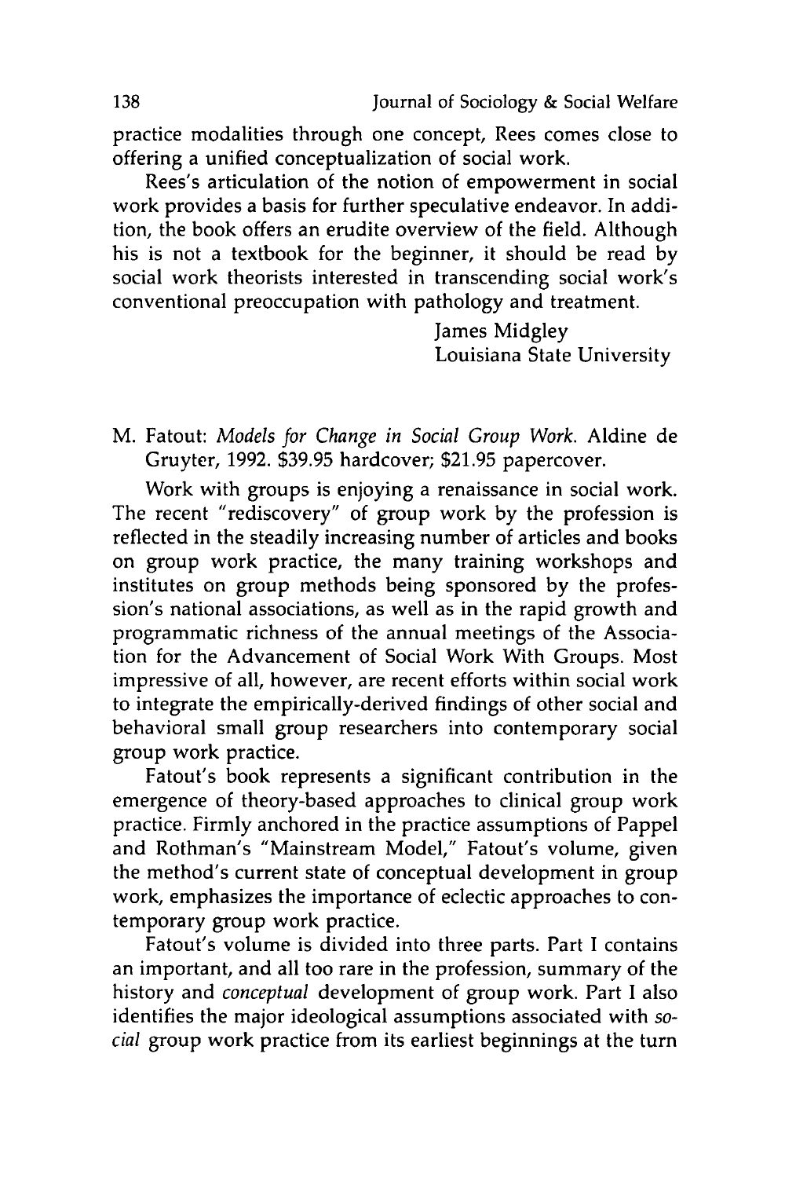practice modalities through one concept, Rees comes close to offering a unified conceptualization of social work.

Rees's articulation of the notion of empowerment in social work provides a basis for further speculative endeavor. In addition, the book offers an erudite overview of the field. Although his is not a textbook for the beginner, it should be read by social work theorists interested in transcending social work's conventional preoccupation with pathology and treatment.

James Midgley
Louisiana State University

M. Fatout: *Models for Change in Social Group Work.* Aldine de Gruyter, 1992. $39.95 hardcover; $21.95 papercover.

Work with groups is enjoying a renaissance in social work. The recent "rediscovery" of group work by the profession is reflected in the steadily increasing number of articles and books on group work practice, the many training workshops and institutes on group methods being sponsored by the profession's national associations, as well as in the rapid growth and programmatic richness of the annual meetings of the Association for the Advancement of Social Work With Groups. Most impressive of all, however, are recent efforts within social work to integrate the empirically-derived findings of other social and behavioral small group researchers into contemporary social group work practice.

Fatout's book represents a significant contribution in the emergence of theory-based approaches to clinical group work practice. Firmly anchored in the practice assumptions of Pappel and Rothman's "Mainstream Model," Fatout's volume, given the method's current state of conceptual development in group work, emphasizes the importance of eclectic approaches to contemporary group work practice.

Fatout's volume is divided into three parts. Part I contains an important, and all too rare in the profession, summary of the history and *conceptual* development of group work. Part I also identifies the major ideological assumptions associated with *social* group work practice from its earliest beginnings at the turn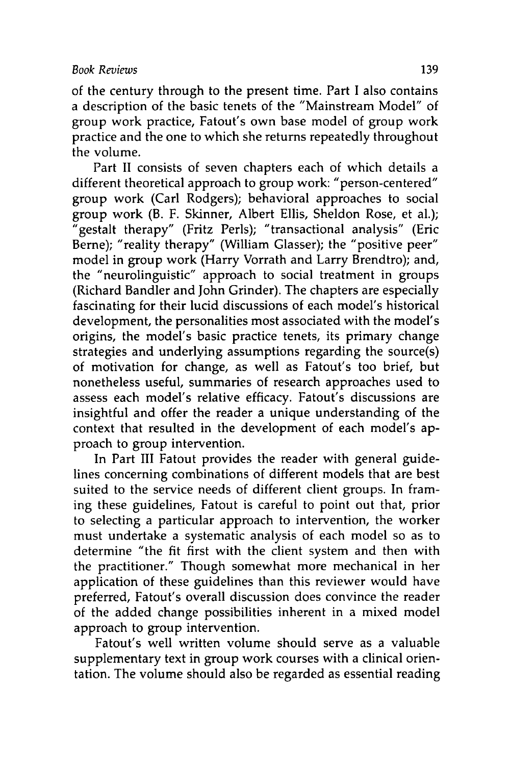of the century through to the present time. Part I also contains a description of the basic tenets of the "Mainstream Model" of group work practice, Fatout's own base model of group work practice and the one to which she returns repeatedly throughout the volume.

Part II consists of seven chapters each of which details a different theoretical approach to group work: "person-centered" group work (Carl Rodgers); behavioral approaches to social group work (B. F. Skinner, Albert Ellis, Sheldon Rose, et al.); "gestalt therapy" (Fritz Perls); "transactional analysis" (Eric Berne); "reality therapy" (William Glasser); the "positive peer" model in group work (Harry Vorrath and Larry Brendtro); and, the "neurolinguistic" approach to social treatment in groups (Richard Bandler and John Grinder). The chapters are especially fascinating for their lucid discussions of each model's historical development, the personalities most associated with the model's origins, the model's basic practice tenets, its primary change strategies and underlying assumptions regarding the source(s) of motivation for change, as well as Fatout's too brief, but nonetheless useful, summaries of research approaches used to assess each model's relative efficacy. Fatout's discussions are insightful and offer the reader a unique understanding of the context that resulted in the development of each model's approach to group intervention.

In Part III Fatout provides the reader with general guidelines concerning combinations of different models that are best suited to the service needs of different client groups. In framing these guidelines, Fatout is careful to point out that, prior to selecting a particular approach to intervention, the worker must undertake a systematic analysis of each model so as to determine "the fit first with the client system and then with the practitioner." Though somewhat more mechanical in her application of these guidelines than this reviewer would have preferred, Fatout's overall discussion does convince the reader of the added change possibilities inherent in a mixed model approach to group intervention.

Fatout's well written volume should serve as a valuable supplementary text in group work courses with a clinical orientation. The volume should also be regarded as essential reading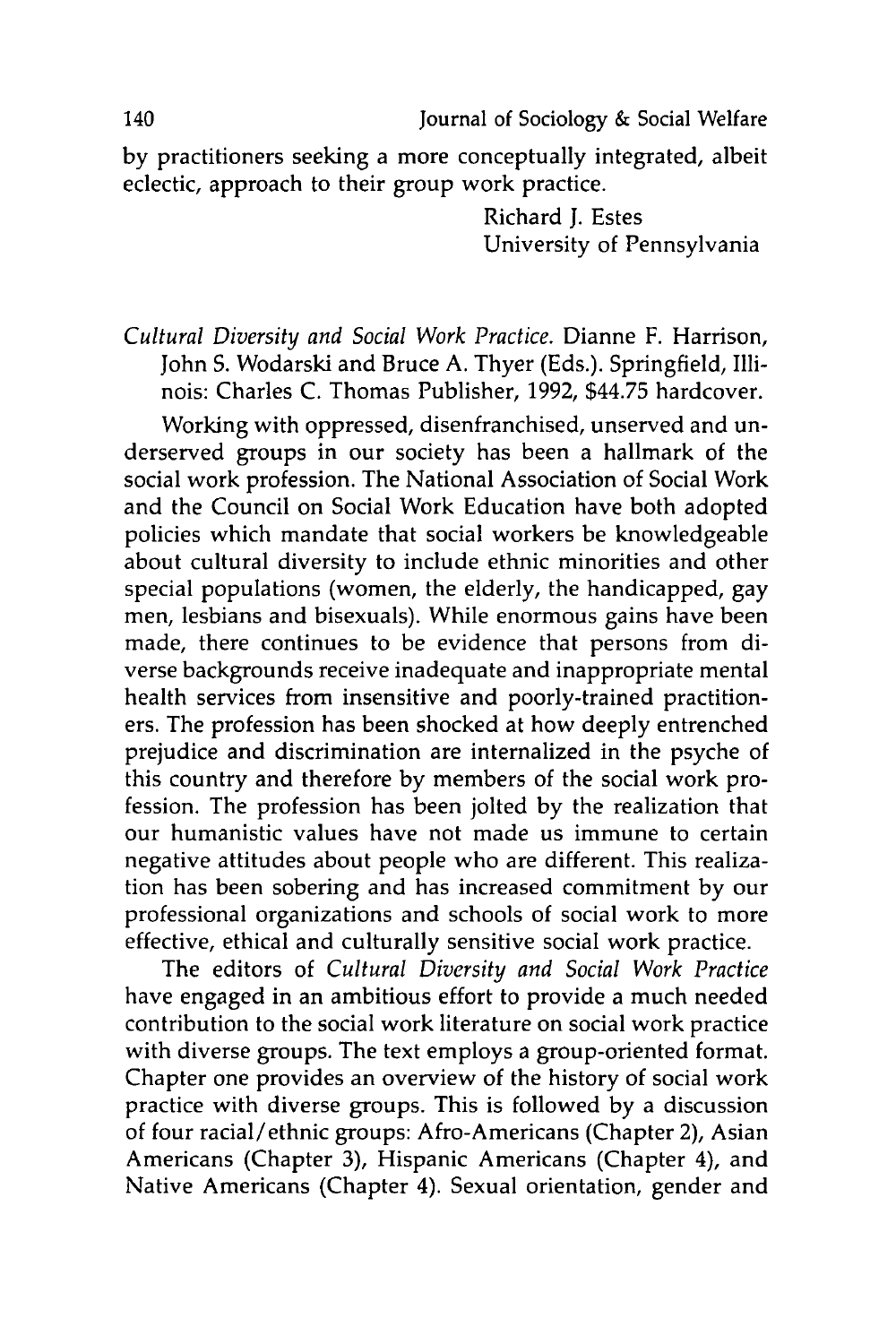by practitioners seeking a more conceptually integrated, albeit eclectic, approach to their group work practice.

Richard J. Estes
University of Pennsylvania

*Cultural Diversity and Social Work Practice.* Dianne F. Harrison, John S. Wodarski and Bruce A. Thyer (Eds.). Springfield, Illinois: Charles C. Thomas Publisher, 1992, $44.75 hardcover.

Working with oppressed, disenfranchised, unserved and underserved groups in our society has been a hallmark of the social work profession. The National Association of Social Work and the Council on Social Work Education have both adopted policies which mandate that social workers be knowledgeable about cultural diversity to include ethnic minorities and other special populations (women, the elderly, the handicapped, gay men, lesbians and bisexuals). While enormous gains have been made, there continues to be evidence that persons from diverse backgrounds receive inadequate and inappropriate mental health services from insensitive and poorly-trained practitioners. The profession has been shocked at how deeply entrenched prejudice and discrimination are internalized in the psyche of this country and therefore by members of the social work profession. The profession has been jolted by the realization that our humanistic values have not made us immune to certain negative attitudes about people who are different. This realization has been sobering and has increased commitment by our professional organizations and schools of social work to more effective, ethical and culturally sensitive social work practice.

The editors of *Cultural Diversity and Social Work Practice* have engaged in an ambitious effort to provide a much needed contribution to the social work literature on social work practice with diverse groups. The text employs a group-oriented format. Chapter one provides an overview of the history of social work practice with diverse groups. This is followed by a discussion of four racial/ethnic groups: Afro-Americans (Chapter 2), Asian Americans (Chapter 3), Hispanic Americans (Chapter 4), and Native Americans (Chapter 4). Sexual orientation, gender and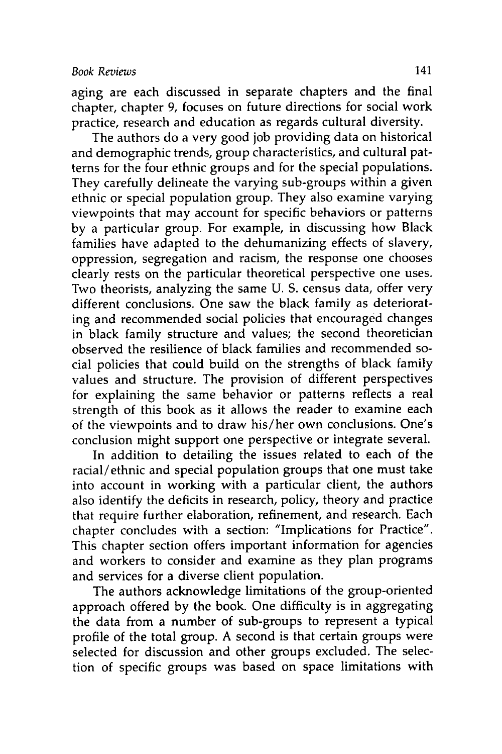aging are each discussed in separate chapters and the final chapter, chapter 9, focuses on future directions for social work practice, research and education as regards cultural diversity.

The authors do a very good job providing data on historical and demographic trends, group characteristics, and cultural patterns for the four ethnic groups and for the special populations. They carefully delineate the varying sub-groups within a given ethnic or special population group. They also examine varying viewpoints that may account for specific behaviors or patterns by a particular group. For example, in discussing how Black families have adapted to the dehumanizing effects of slavery, oppression, segregation and racism, the response one chooses clearly rests on the particular theoretical perspective one uses. Two theorists, analyzing the same U. S. census data, offer very different conclusions. One saw the black family as deteriorating and recommended social policies that encouraged changes in black family structure and values; the second theoretician observed the resilience of black families and recommended social policies that could build on the strengths of black family values and structure. The provision of different perspectives for explaining the same behavior or patterns reflects a real strength of this book as it allows the reader to examine each of the viewpoints and to draw his/her own conclusions. One's conclusion might support one perspective or integrate several.

In addition to detailing the issues related to each of the racial/ethnic and special population groups that one must take into account in working with a particular client, the authors also identify the deficits in research, policy, theory and practice that require further elaboration, refinement, and research. Each chapter concludes with a section: "Implications for Practice". This chapter section offers important information for agencies and workers to consider and examine as they plan programs and services for a diverse client population.

The authors acknowledge limitations of the group-oriented approach offered by the book. One difficulty is in aggregating the data from a number of sub-groups to represent a typical profile of the total group. A second is that certain groups were selected for discussion and other groups excluded. The selection of specific groups was based on space limitations with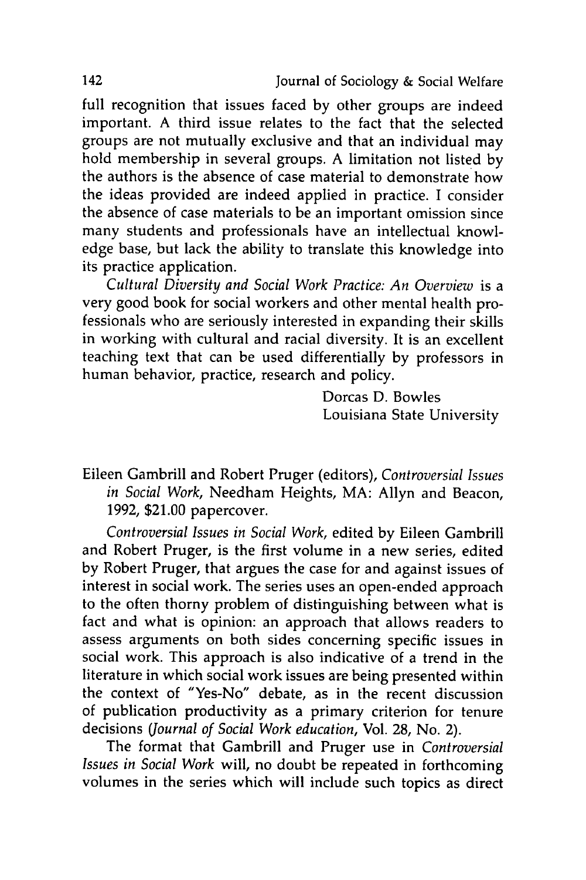full recognition that issues faced by other groups are indeed important. A third issue relates to the fact that the selected groups are not mutually exclusive and that an individual may hold membership in several groups. A limitation not listed by the authors is the absence of case material to demonstrate how the ideas provided are indeed applied in practice. I consider the absence of case materials to be an important omission since many students and professionals have an intellectual knowledge base, but lack the ability to translate this knowledge into its practice application.

*Cultural Diversity and Social Work Practice: An Overview* is a very good book for social workers and other mental health professionals who are seriously interested in expanding their skills in working with cultural and racial diversity. It is an excellent teaching text that can be used differentially by professors in human behavior, practice, research and policy.

Dorcas D. Bowles
Louisiana State University

Eileen Gambrill and Robert Pruger (editors), *Controversial Issues in Social Work*, Needham Heights, MA: Allyn and Beacon, 1992, $21.00 papercover.

*Controversial Issues in Social Work*, edited by Eileen Gambrill and Robert Pruger, is the first volume in a new series, edited by Robert Pruger, that argues the case for and against issues of interest in social work. The series uses an open-ended approach to the often thorny problem of distinguishing between what is fact and what is opinion: an approach that allows readers to assess arguments on both sides concerning specific issues in social work. This approach is also indicative of a trend in the literature in which social work issues are being presented within the context of "Yes-No" debate, as in the recent discussion of publication productivity as a primary criterion for tenure decisions (*Journal of Social Work education*, Vol. 28, No. 2).

The format that Gambrill and Pruger use in *Controversial Issues in Social Work* will, no doubt be repeated in forthcoming volumes in the series which will include such topics as direct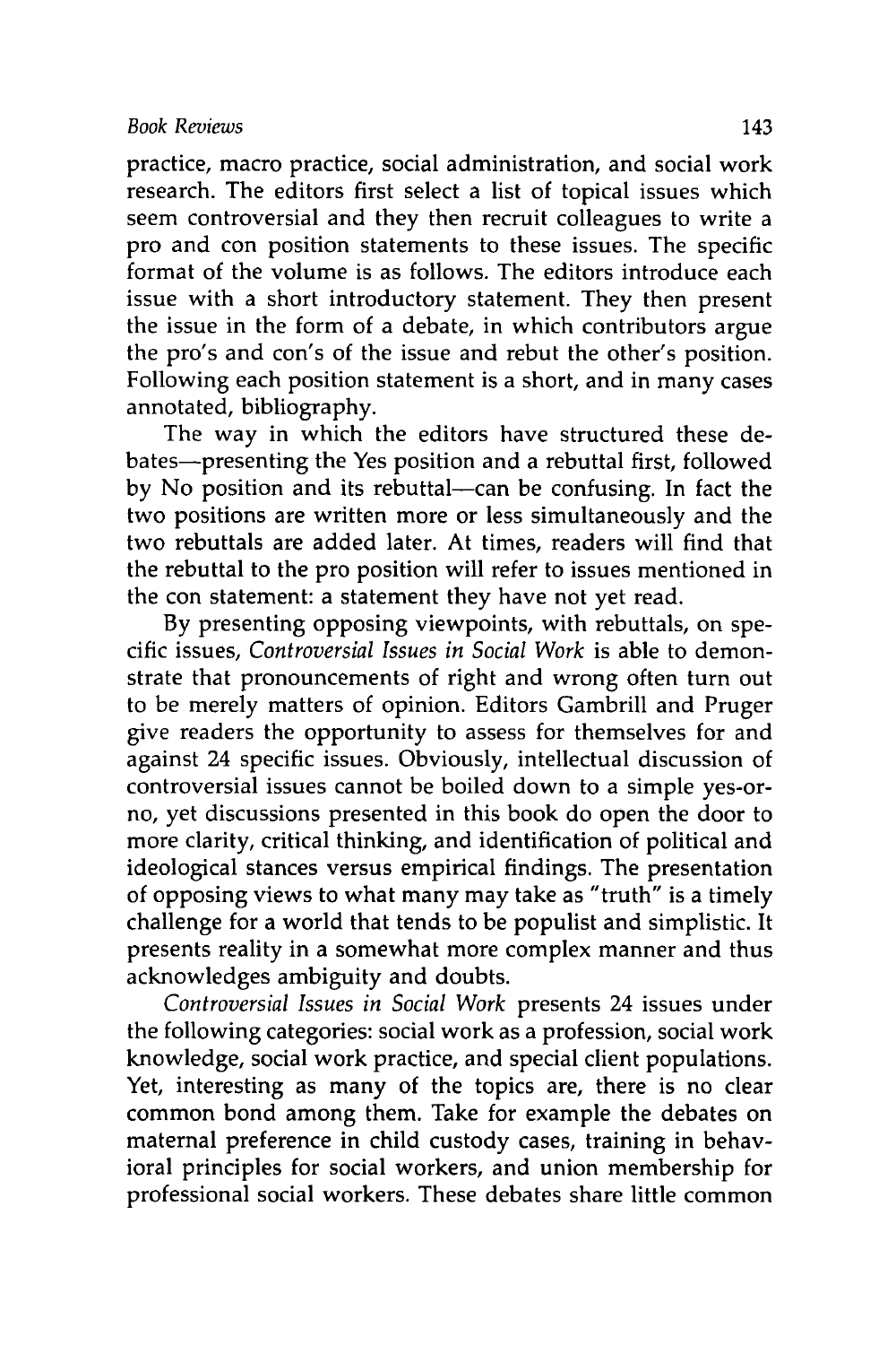practice, macro practice, social administration, and social work research. The editors first select a list of topical issues which seem controversial and they then recruit colleagues to write a pro and con position statements to these issues. The specific format of the volume is as follows. The editors introduce each issue with a short introductory statement. They then present the issue in the form of a debate, in which contributors argue the pro's and con's of the issue and rebut the other's position. Following each position statement is a short, and in many cases annotated, bibliography.

The way in which the editors have structured these debates—presenting the Yes position and a rebuttal first, followed by No position and its rebuttal—can be confusing. In fact the two positions are written more or less simultaneously and the two rebuttals are added later. At times, readers will find that the rebuttal to the pro position will refer to issues mentioned in the con statement: a statement they have not yet read.

By presenting opposing viewpoints, with rebuttals, on specific issues, *Controversial Issues in Social Work* is able to demonstrate that pronouncements of right and wrong often turn out to be merely matters of opinion. Editors Gambrill and Pruger give readers the opportunity to assess for themselves for and against 24 specific issues. Obviously, intellectual discussion of controversial issues cannot be boiled down to a simple yes-or-no, yet discussions presented in this book do open the door to more clarity, critical thinking, and identification of political and ideological stances versus empirical findings. The presentation of opposing views to what many may take as "truth" is a timely challenge for a world that tends to be populist and simplistic. It presents reality in a somewhat more complex manner and thus acknowledges ambiguity and doubts.

*Controversial Issues in Social Work* presents 24 issues under the following categories: social work as a profession, social work knowledge, social work practice, and special client populations. Yet, interesting as many of the topics are, there is no clear common bond among them. Take for example the debates on maternal preference in child custody cases, training in behavioral principles for social workers, and union membership for professional social workers. These debates share little common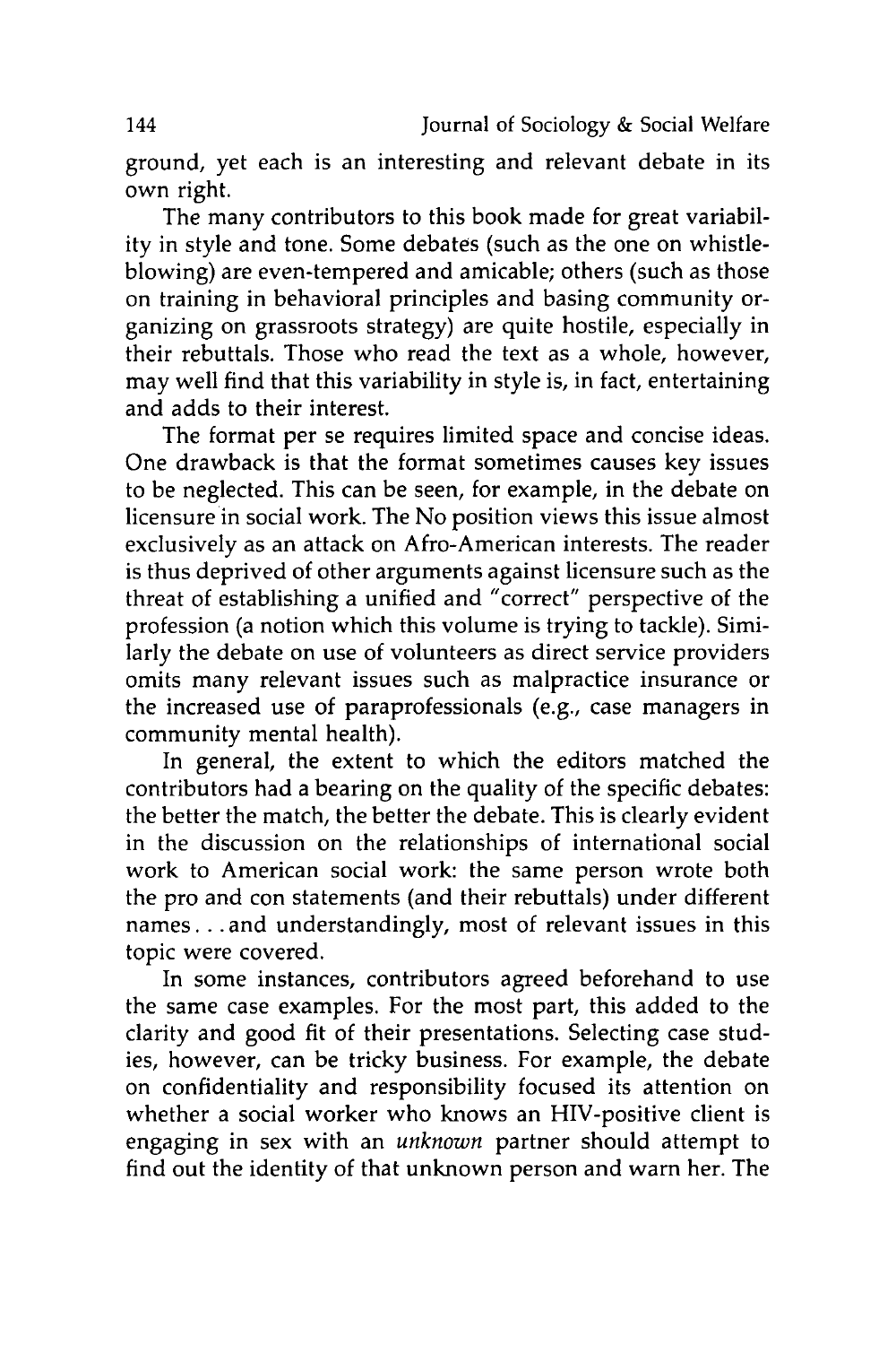ground, yet each is an interesting and relevant debate in its own right.

The many contributors to this book made for great variability in style and tone. Some debates (such as the one on whistleblowing) are even-tempered and amicable; others (such as those on training in behavioral principles and basing community organizing on grassroots strategy) are quite hostile, especially in their rebuttals. Those who read the text as a whole, however, may well find that this variability in style is, in fact, entertaining and adds to their interest.

The format per se requires limited space and concise ideas. One drawback is that the format sometimes causes key issues to be neglected. This can be seen, for example, in the debate on licensure in social work. The No position views this issue almost exclusively as an attack on Afro-American interests. The reader is thus deprived of other arguments against licensure such as the threat of establishing a unified and "correct" perspective of the profession (a notion which this volume is trying to tackle). Similarly the debate on use of volunteers as direct service providers omits many relevant issues such as malpractice insurance or the increased use of paraprofessionals (e.g., case managers in community mental health).

In general, the extent to which the editors matched the contributors had a bearing on the quality of the specific debates: the better the match, the better the debate. This is clearly evident in the discussion on the relationships of international social work to American social work: the same person wrote both the pro and con statements (and their rebuttals) under different names. . . and understandingly, most of relevant issues in this topic were covered.

In some instances, contributors agreed beforehand to use the same case examples. For the most part, this added to the clarity and good fit of their presentations. Selecting case studies, however, can be tricky business. For example, the debate on confidentiality and responsibility focused its attention on whether a social worker who knows an HIV-positive client is engaging in sex with an *unknown* partner should attempt to find out the identity of that unknown person and warn her. The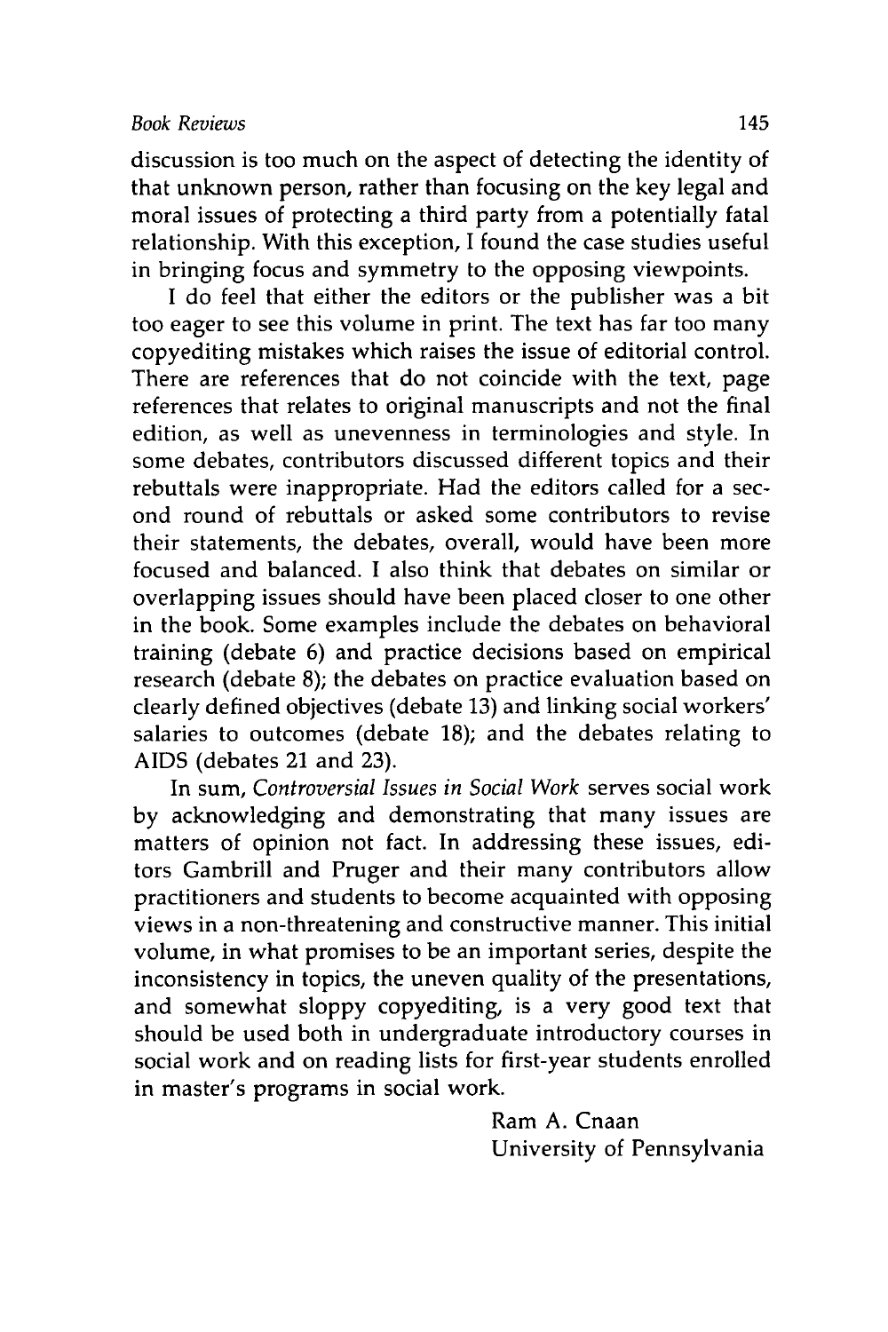discussion is too much on the aspect of detecting the identity of that unknown person, rather than focusing on the key legal and moral issues of protecting a third party from a potentially fatal relationship. With this exception, I found the case studies useful in bringing focus and symmetry to the opposing viewpoints.

I do feel that either the editors or the publisher was a bit too eager to see this volume in print. The text has far too many copyediting mistakes which raises the issue of editorial control. There are references that do not coincide with the text, page references that relates to original manuscripts and not the final edition, as well as unevenness in terminologies and style. In some debates, contributors discussed different topics and their rebuttals were inappropriate. Had the editors called for a second round of rebuttals or asked some contributors to revise their statements, the debates, overall, would have been more focused and balanced. I also think that debates on similar or overlapping issues should have been placed closer to one other in the book. Some examples include the debates on behavioral training (debate 6) and practice decisions based on empirical research (debate 8); the debates on practice evaluation based on clearly defined objectives (debate 13) and linking social workers' salaries to outcomes (debate 18); and the debates relating to AIDS (debates 21 and 23).

In sum, *Controversial Issues in Social Work* serves social work by acknowledging and demonstrating that many issues are matters of opinion not fact. In addressing these issues, editors Gambrill and Pruger and their many contributors allow practitioners and students to become acquainted with opposing views in a non-threatening and constructive manner. This initial volume, in what promises to be an important series, despite the inconsistency in topics, the uneven quality of the presentations, and somewhat sloppy copyediting, is a very good text that should be used both in undergraduate introductory courses in social work and on reading lists for first-year students enrolled in master's programs in social work.

Ram A. Cnaan
University of Pennsylvania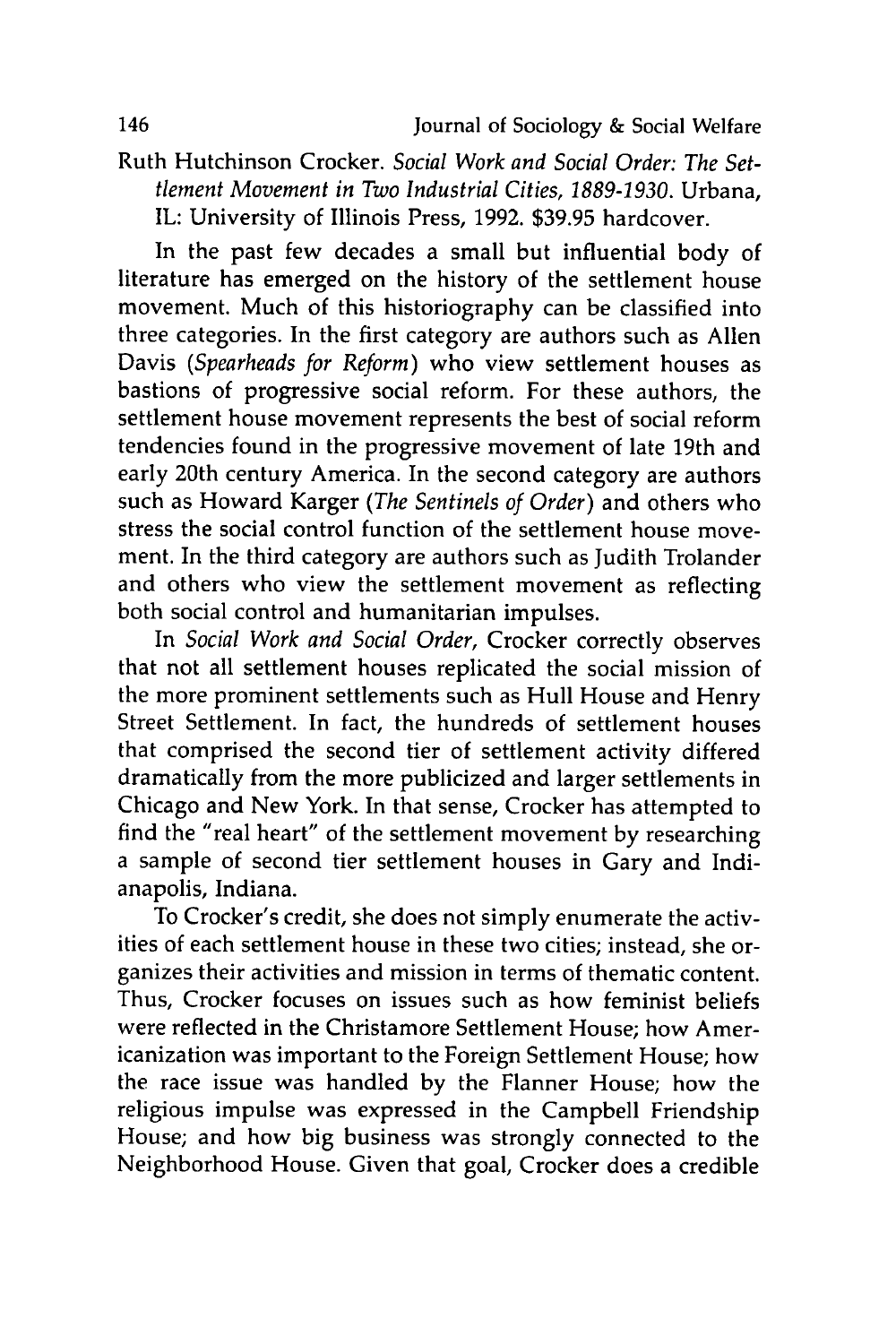Ruth Hutchinson Crocker. *Social Work and Social Order: The Settlement Movement in Two Industrial Cities, 1889-1930*. Urbana, IL: University of Illinois Press, 1992. $39.95 hardcover.

In the past few decades a small but influential body of literature has emerged on the history of the settlement house movement. Much of this historiography can be classified into three categories. In the first category are authors such as Allen Davis (*Spearheads for Reform*) who view settlement houses as bastions of progressive social reform. For these authors, the settlement house movement represents the best of social reform tendencies found in the progressive movement of late 19th and early 20th century America. In the second category are authors such as Howard Karger (*The Sentinels of Order*) and others who stress the social control function of the settlement house movement. In the third category are authors such as Judith Trolander and others who view the settlement movement as reflecting both social control and humanitarian impulses.

In *Social Work and Social Order*, Crocker correctly observes that not all settlement houses replicated the social mission of the more prominent settlements such as Hull House and Henry Street Settlement. In fact, the hundreds of settlement houses that comprised the second tier of settlement activity differed dramatically from the more publicized and larger settlements in Chicago and New York. In that sense, Crocker has attempted to find the "real heart" of the settlement movement by researching a sample of second tier settlement houses in Gary and Indianapolis, Indiana.

To Crocker's credit, she does not simply enumerate the activities of each settlement house in these two cities; instead, she organizes their activities and mission in terms of thematic content. Thus, Crocker focuses on issues such as how feminist beliefs were reflected in the Christamore Settlement House; how Americanization was important to the Foreign Settlement House; how the race issue was handled by the Flanner House; how the religious impulse was expressed in the Campbell Friendship House; and how big business was strongly connected to the Neighborhood House. Given that goal, Crocker does a credible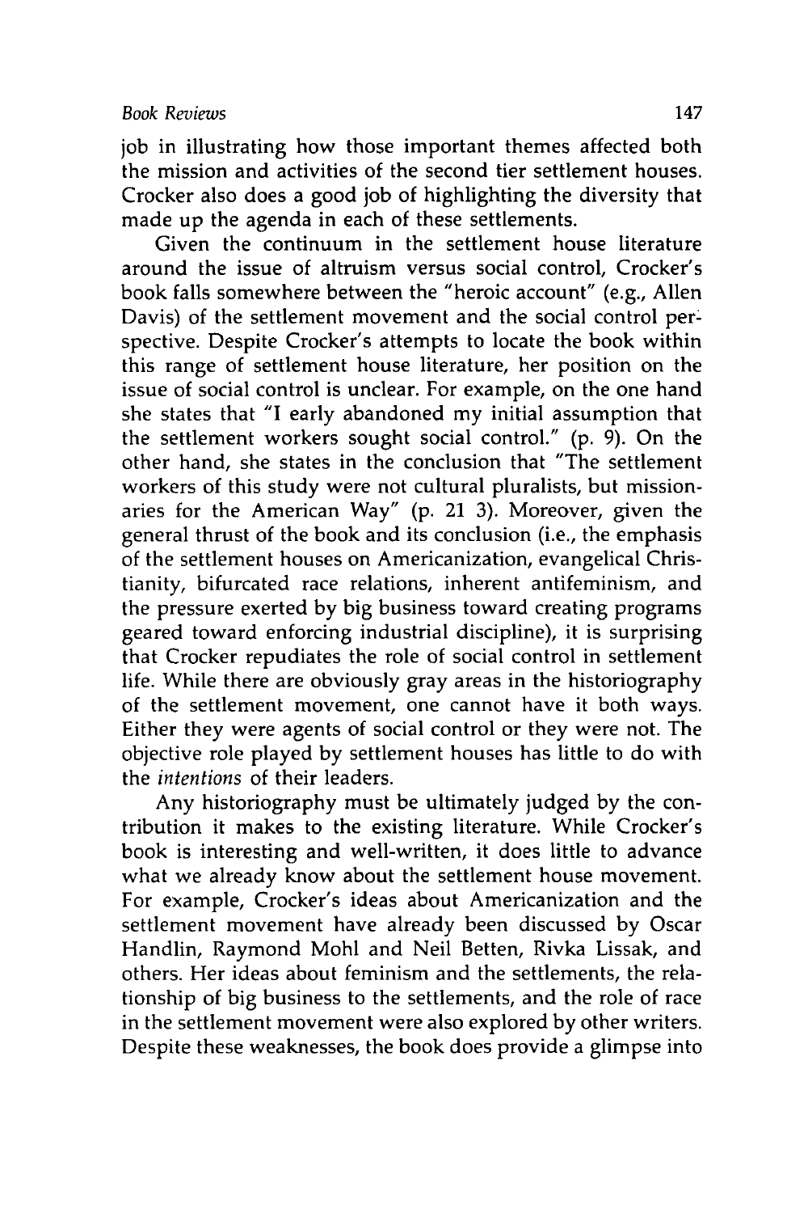job in illustrating how those important themes affected both the mission and activities of the second tier settlement houses. Crocker also does a good job of highlighting the diversity that made up the agenda in each of these settlements.

Given the continuum in the settlement house literature around the issue of altruism versus social control, Crocker's book falls somewhere between the "heroic account" (e.g., Allen Davis) of the settlement movement and the social control perspective. Despite Crocker's attempts to locate the book within this range of settlement house literature, her position on the issue of social control is unclear. For example, on the one hand she states that "I early abandoned my initial assumption that the settlement workers sought social control." (p. 9). On the other hand, she states in the conclusion that "The settlement workers of this study were not cultural pluralists, but missionaries for the American Way" (p. 21 3). Moreover, given the general thrust of the book and its conclusion (i.e., the emphasis of the settlement houses on Americanization, evangelical Christianity, bifurcated race relations, inherent antifeminism, and the pressure exerted by big business toward creating programs geared toward enforcing industrial discipline), it is surprising that Crocker repudiates the role of social control in settlement life. While there are obviously gray areas in the historiography of the settlement movement, one cannot have it both ways. Either they were agents of social control or they were not. The objective role played by settlement houses has little to do with the *intentions* of their leaders.

Any historiography must be ultimately judged by the contribution it makes to the existing literature. While Crocker's book is interesting and well-written, it does little to advance what we already know about the settlement house movement. For example, Crocker's ideas about Americanization and the settlement movement have already been discussed by Oscar Handlin, Raymond Mohl and Neil Betten, Rivka Lissak, and others. Her ideas about feminism and the settlements, the relationship of big business to the settlements, and the role of race in the settlement movement were also explored by other writers. Despite these weaknesses, the book does provide a glimpse into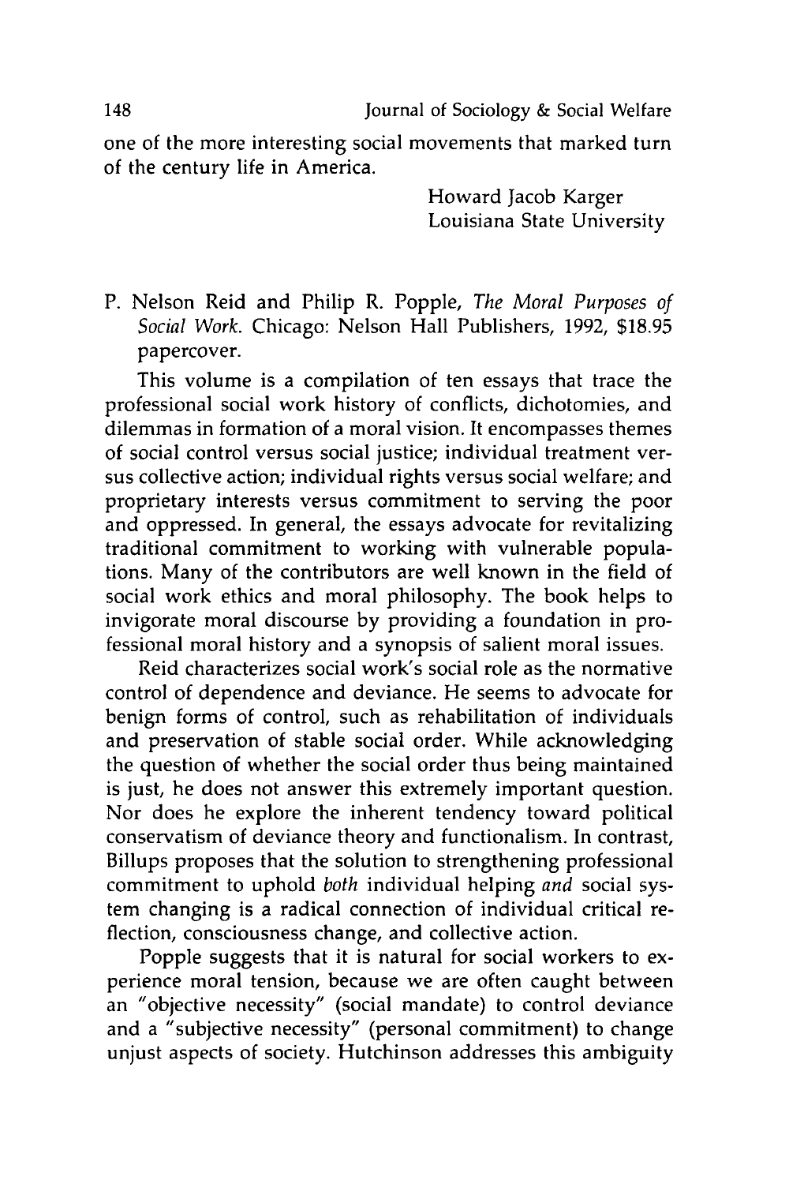one of the more interesting social movements that marked turn of the century life in America.

Howard Jacob Karger
Louisiana State University

P. Nelson Reid and Philip R. Popple, *The Moral Purposes of Social Work.* Chicago: Nelson Hall Publishers, 1992, $18.95 papercover.

This volume is a compilation of ten essays that trace the professional social work history of conflicts, dichotomies, and dilemmas in formation of a moral vision. It encompasses themes of social control versus social justice; individual treatment versus collective action; individual rights versus social welfare; and proprietary interests versus commitment to serving the poor and oppressed. In general, the essays advocate for revitalizing traditional commitment to working with vulnerable populations. Many of the contributors are well known in the field of social work ethics and moral philosophy. The book helps to invigorate moral discourse by providing a foundation in professional moral history and a synopsis of salient moral issues.

Reid characterizes social work's social role as the normative control of dependence and deviance. He seems to advocate for benign forms of control, such as rehabilitation of individuals and preservation of stable social order. While acknowledging the question of whether the social order thus being maintained is just, he does not answer this extremely important question. Nor does he explore the inherent tendency toward political conservatism of deviance theory and functionalism. In contrast, Billups proposes that the solution to strengthening professional commitment to uphold *both* individual helping *and* social system changing is a radical connection of individual critical reflection, consciousness change, and collective action.

Popple suggests that it is natural for social workers to experience moral tension, because we are often caught between an "objective necessity" (social mandate) to control deviance and a "subjective necessity" (personal commitment) to change unjust aspects of society. Hutchinson addresses this ambiguity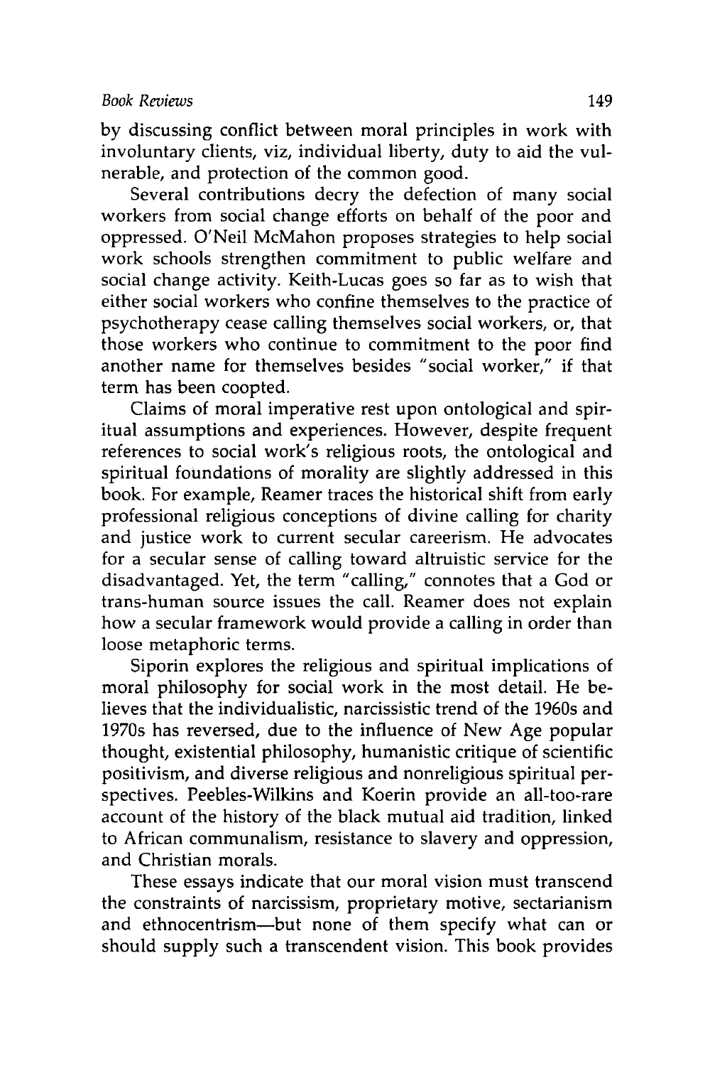by discussing conflict between moral principles in work with involuntary clients, viz, individual liberty, duty to aid the vulnerable, and protection of the common good.

Several contributions decry the defection of many social workers from social change efforts on behalf of the poor and oppressed. O'Neil McMahon proposes strategies to help social work schools strengthen commitment to public welfare and social change activity. Keith-Lucas goes so far as to wish that either social workers who confine themselves to the practice of psychotherapy cease calling themselves social workers, or, that those workers who continue to commitment to the poor find another name for themselves besides "social worker," if that term has been coopted.

Claims of moral imperative rest upon ontological and spiritual assumptions and experiences. However, despite frequent references to social work's religious roots, the ontological and spiritual foundations of morality are slightly addressed in this book. For example, Reamer traces the historical shift from early professional religious conceptions of divine calling for charity and justice work to current secular careerism. He advocates for a secular sense of calling toward altruistic service for the disadvantaged. Yet, the term "calling," connotes that a God or trans-human source issues the call. Reamer does not explain how a secular framework would provide a calling in order than loose metaphoric terms.

Siporin explores the religious and spiritual implications of moral philosophy for social work in the most detail. He believes that the individualistic, narcissistic trend of the 1960s and 1970s has reversed, due to the influence of New Age popular thought, existential philosophy, humanistic critique of scientific positivism, and diverse religious and nonreligious spiritual perspectives. Peebles-Wilkins and Koerin provide an all-too-rare account of the history of the black mutual aid tradition, linked to African communalism, resistance to slavery and oppression, and Christian morals.

These essays indicate that our moral vision must transcend the constraints of narcissism, proprietary motive, sectarianism and ethnocentrism—but none of them specify what can or should supply such a transcendent vision. This book provides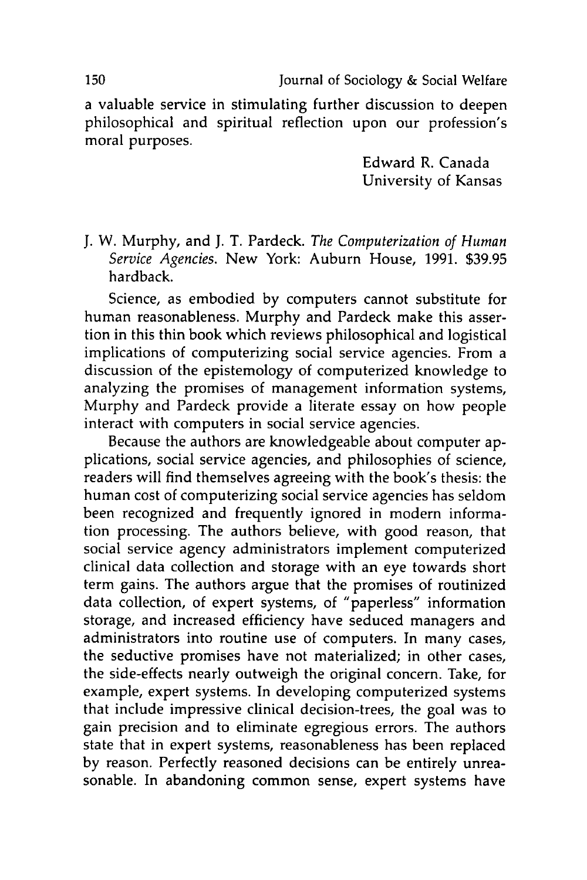a valuable service in stimulating further discussion to deepen philosophical and spiritual reflection upon our profession's moral purposes.

Edward R. Canada
University of Kansas

J. W. Murphy, and J. T. Pardeck. *The Computerization of Human Service Agencies*. New York: Auburn House, 1991. $39.95 hardback.

Science, as embodied by computers cannot substitute for human reasonableness. Murphy and Pardeck make this assertion in this thin book which reviews philosophical and logistical implications of computerizing social service agencies. From a discussion of the epistemology of computerized knowledge to analyzing the promises of management information systems, Murphy and Pardeck provide a literate essay on how people interact with computers in social service agencies.

Because the authors are knowledgeable about computer applications, social service agencies, and philosophies of science, readers will find themselves agreeing with the book's thesis: the human cost of computerizing social service agencies has seldom been recognized and frequently ignored in modern information processing. The authors believe, with good reason, that social service agency administrators implement computerized clinical data collection and storage with an eye towards short term gains. The authors argue that the promises of routinized data collection, of expert systems, of "paperless" information storage, and increased efficiency have seduced managers and administrators into routine use of computers. In many cases, the seductive promises have not materialized; in other cases, the side-effects nearly outweigh the original concern. Take, for example, expert systems. In developing computerized systems that include impressive clinical decision-trees, the goal was to gain precision and to eliminate egregious errors. The authors state that in expert systems, reasonableness has been replaced by reason. Perfectly reasoned decisions can be entirely unreasonable. In abandoning common sense, expert systems have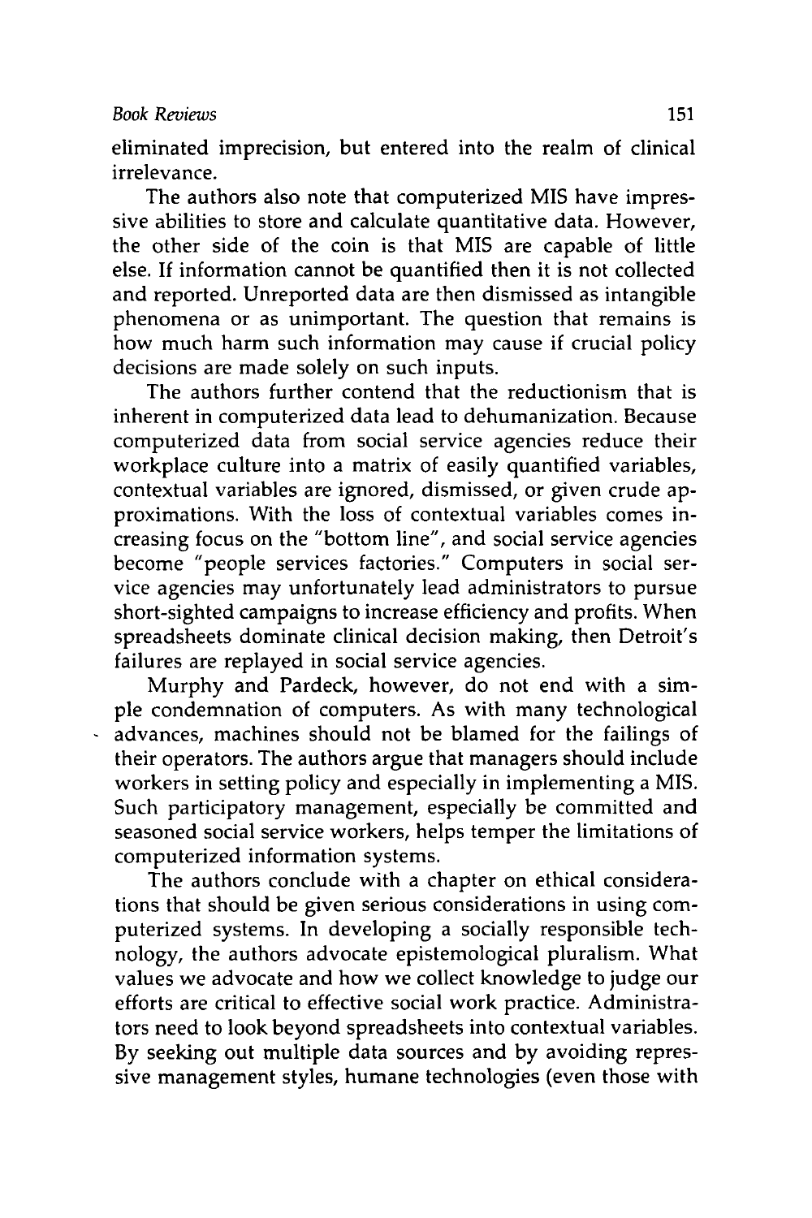eliminated imprecision, but entered into the realm of clinical irrelevance.

The authors also note that computerized MIS have impressive abilities to store and calculate quantitative data. However, the other side of the coin is that MIS are capable of little else. If information cannot be quantified then it is not collected and reported. Unreported data are then dismissed as intangible phenomena or as unimportant. The question that remains is how much harm such information may cause if crucial policy decisions are made solely on such inputs.

The authors further contend that the reductionism that is inherent in computerized data lead to dehumanization. Because computerized data from social service agencies reduce their workplace culture into a matrix of easily quantified variables, contextual variables are ignored, dismissed, or given crude approximations. With the loss of contextual variables comes increasing focus on the "bottom line", and social service agencies become "people services factories." Computers in social service agencies may unfortunately lead administrators to pursue short-sighted campaigns to increase efficiency and profits. When spreadsheets dominate clinical decision making, then Detroit's failures are replayed in social service agencies.

Murphy and Pardeck, however, do not end with a simple condemnation of computers. As with many technological advances, machines should not be blamed for the failings of their operators. The authors argue that managers should include workers in setting policy and especially in implementing a MIS. Such participatory management, especially be committed and seasoned social service workers, helps temper the limitations of computerized information systems.

The authors conclude with a chapter on ethical considerations that should be given serious considerations in using computerized systems. In developing a socially responsible technology, the authors advocate epistemological pluralism. What values we advocate and how we collect knowledge to judge our efforts are critical to effective social work practice. Administrators need to look beyond spreadsheets into contextual variables. By seeking out multiple data sources and by avoiding repressive management styles, humane technologies (even those with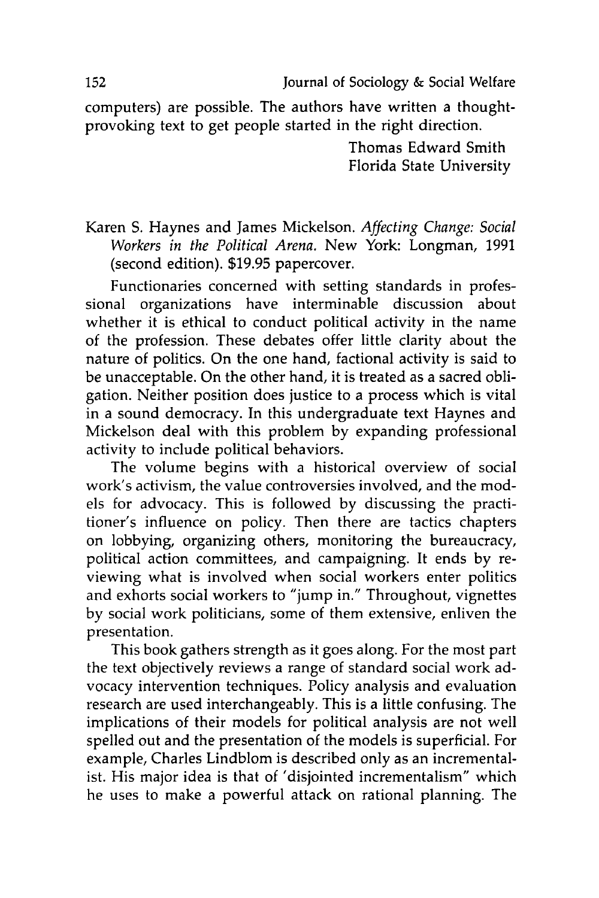computers) are possible. The authors have written a thought-provoking text to get people started in the right direction.

Thomas Edward Smith
Florida State University

Karen S. Haynes and James Mickelson. *Affecting Change: Social Workers in the Political Arena.* New York: Longman, 1991 (second edition). $19.95 papercover.

Functionaries concerned with setting standards in professional organizations have interminable discussion about whether it is ethical to conduct political activity in the name of the profession. These debates offer little clarity about the nature of politics. On the one hand, factional activity is said to be unacceptable. On the other hand, it is treated as a sacred obligation. Neither position does justice to a process which is vital in a sound democracy. In this undergraduate text Haynes and Mickelson deal with this problem by expanding professional activity to include political behaviors.

The volume begins with a historical overview of social work's activism, the value controversies involved, and the models for advocacy. This is followed by discussing the practitioner's influence on policy. Then there are tactics chapters on lobbying, organizing others, monitoring the bureaucracy, political action committees, and campaigning. It ends by reviewing what is involved when social workers enter politics and exhorts social workers to "jump in." Throughout, vignettes by social work politicians, some of them extensive, enliven the presentation.

This book gathers strength as it goes along. For the most part the text objectively reviews a range of standard social work advocacy intervention techniques. Policy analysis and evaluation research are used interchangeably. This is a little confusing. The implications of their models for political analysis are not well spelled out and the presentation of the models is superficial. For example, Charles Lindblom is described only as an incrementalist. His major idea is that of 'disjointed incrementalism" which he uses to make a powerful attack on rational planning. The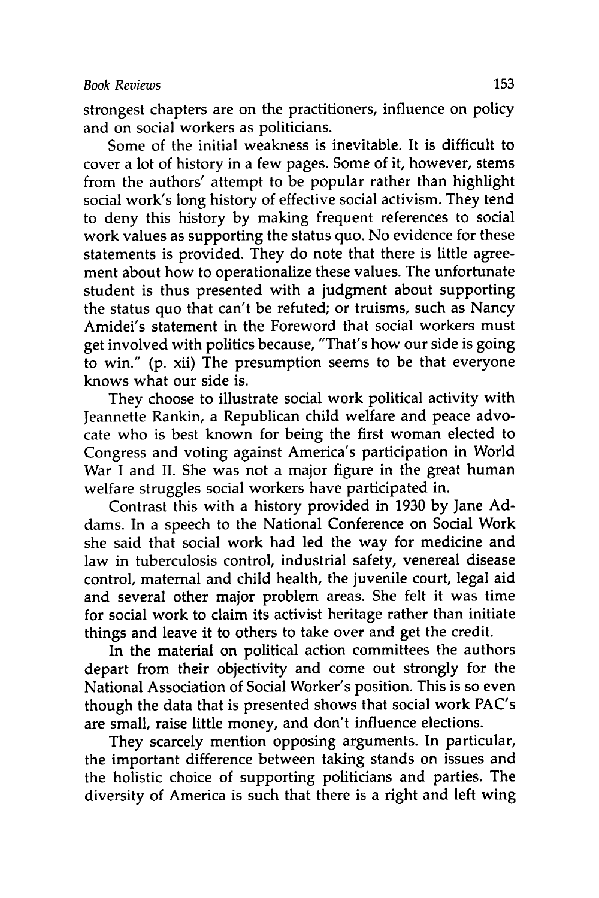strongest chapters are on the practitioners, influence on policy and on social workers as politicians.

Some of the initial weakness is inevitable. It is difficult to cover a lot of history in a few pages. Some of it, however, stems from the authors' attempt to be popular rather than highlight social work's long history of effective social activism. They tend to deny this history by making frequent references to social work values as supporting the status quo. No evidence for these statements is provided. They do note that there is little agreement about how to operationalize these values. The unfortunate student is thus presented with a judgment about supporting the status quo that can't be refuted; or truisms, such as Nancy Amidei's statement in the Foreword that social workers must get involved with politics because, "That's how our side is going to win." (p. xii) The presumption seems to be that everyone knows what our side is.

They choose to illustrate social work political activity with Jeannette Rankin, a Republican child welfare and peace advocate who is best known for being the first woman elected to Congress and voting against America's participation in World War I and II. She was not a major figure in the great human welfare struggles social workers have participated in.

Contrast this with a history provided in 1930 by Jane Addams. In a speech to the National Conference on Social Work she said that social work had led the way for medicine and law in tuberculosis control, industrial safety, venereal disease control, maternal and child health, the juvenile court, legal aid and several other major problem areas. She felt it was time for social work to claim its activist heritage rather than initiate things and leave it to others to take over and get the credit.

In the material on political action committees the authors depart from their objectivity and come out strongly for the National Association of Social Worker's position. This is so even though the data that is presented shows that social work PAC's are small, raise little money, and don't influence elections.

They scarcely mention opposing arguments. In particular, the important difference between taking stands on issues and the holistic choice of supporting politicians and parties. The diversity of America is such that there is a right and left wing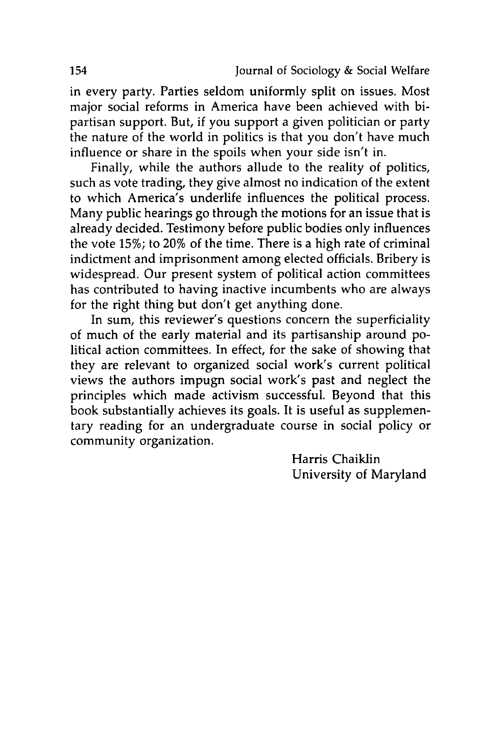in every party. Parties seldom uniformly split on issues. Most major social reforms in America have been achieved with bipartisan support. But, if you support a given politician or party the nature of the world in politics is that you don't have much influence or share in the spoils when your side isn't in.

Finally, while the authors allude to the reality of politics, such as vote trading, they give almost no indication of the extent to which America's underlife influences the political process. Many public hearings go through the motions for an issue that is already decided. Testimony before public bodies only influences the vote 15%; to 20% of the time. There is a high rate of criminal indictment and imprisonment among elected officials. Bribery is widespread. Our present system of political action committees has contributed to having inactive incumbents who are always for the right thing but don't get anything done.

In sum, this reviewer's questions concern the superficiality of much of the early material and its partisanship around political action committees. In effect, for the sake of showing that they are relevant to organized social work's current political views the authors impugn social work's past and neglect the principles which made activism successful. Beyond that this book substantially achieves its goals. It is useful as supplementary reading for an undergraduate course in social policy or community organization.

Harris Chaiklin
University of Maryland